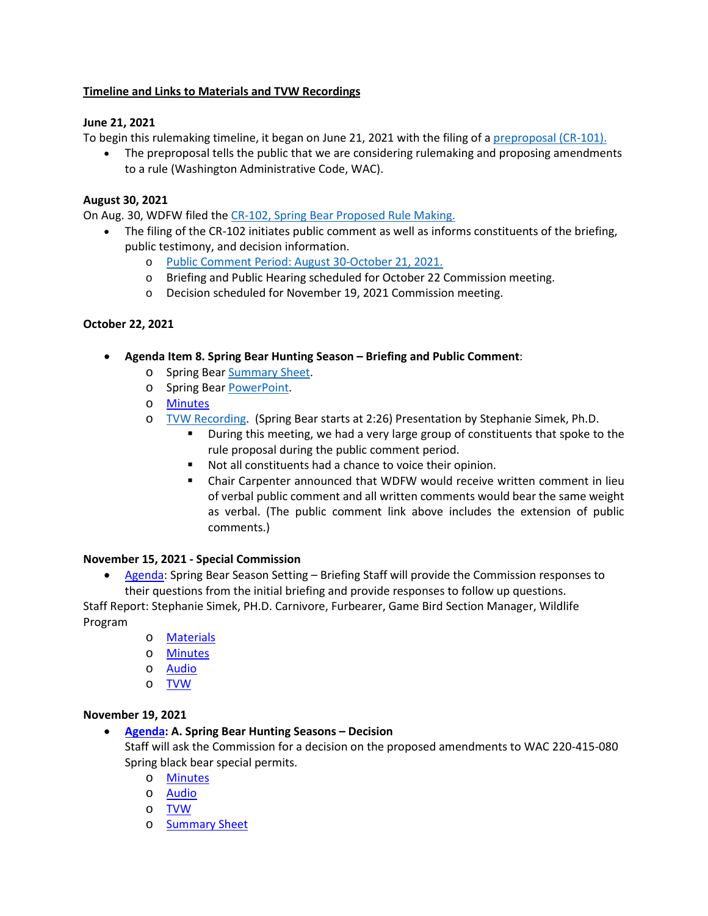**Timeline and Links to Materials and TVW Recordings**

**June 21, 2021**

To begin this rulemaking timeline, it began on June 21, 2021 with the filing of a preproposal (CR-101).

- The preproposal tells the public that we are considering rulemaking and proposing amendments to a rule (Washington Administrative Code, WAC).

**August 30, 2021**

On Aug. 30, WDFW filed the CR-102, Spring Bear Proposed Rule Making.

- The filing of the CR-102 initiates public comment as well as informs constituents of the briefing, public testimony, and decision information.
  - Public Comment Period: August 30-October 21, 2021.
  - Briefing and Public Hearing scheduled for October 22 Commission meeting.
  - Decision scheduled for November 19, 2021 Commission meeting.

**October 22, 2021**

- **Agenda Item 8. Spring Bear Hunting Season – Briefing and Public Comment**:
  - Spring Bear Summary Sheet.
  - Spring Bear PowerPoint.
  - Minutes
  - TVW Recording. (Spring Bear starts at 2:26) Presentation by Stephanie Simek, Ph.D.
    - During this meeting, we had a very large group of constituents that spoke to the rule proposal during the public comment period.
    - Not all constituents had a chance to voice their opinion.
    - Chair Carpenter announced that WDFW would receive written comment in lieu of verbal public comment and all written comments would bear the same weight as verbal. (The public comment link above includes the extension of public comments.)

**November 15, 2021 - Special Commission**

- Agenda: Spring Bear Season Setting – Briefing Staff will provide the Commission responses to their questions from the initial briefing and provide responses to follow up questions.

Staff Report: Stephanie Simek, PH.D. Carnivore, Furbearer, Game Bird Section Manager, Wildlife Program

  - Materials
  - Minutes
  - Audio
  - TVW

**November 19, 2021**

- **Agenda: A. Spring Bear Hunting Seasons – Decision**
  Staff will ask the Commission for a decision on the proposed amendments to WAC 220-415-080 Spring black bear special permits.
  - Minutes
  - Audio
  - TVW
  - Summary Sheet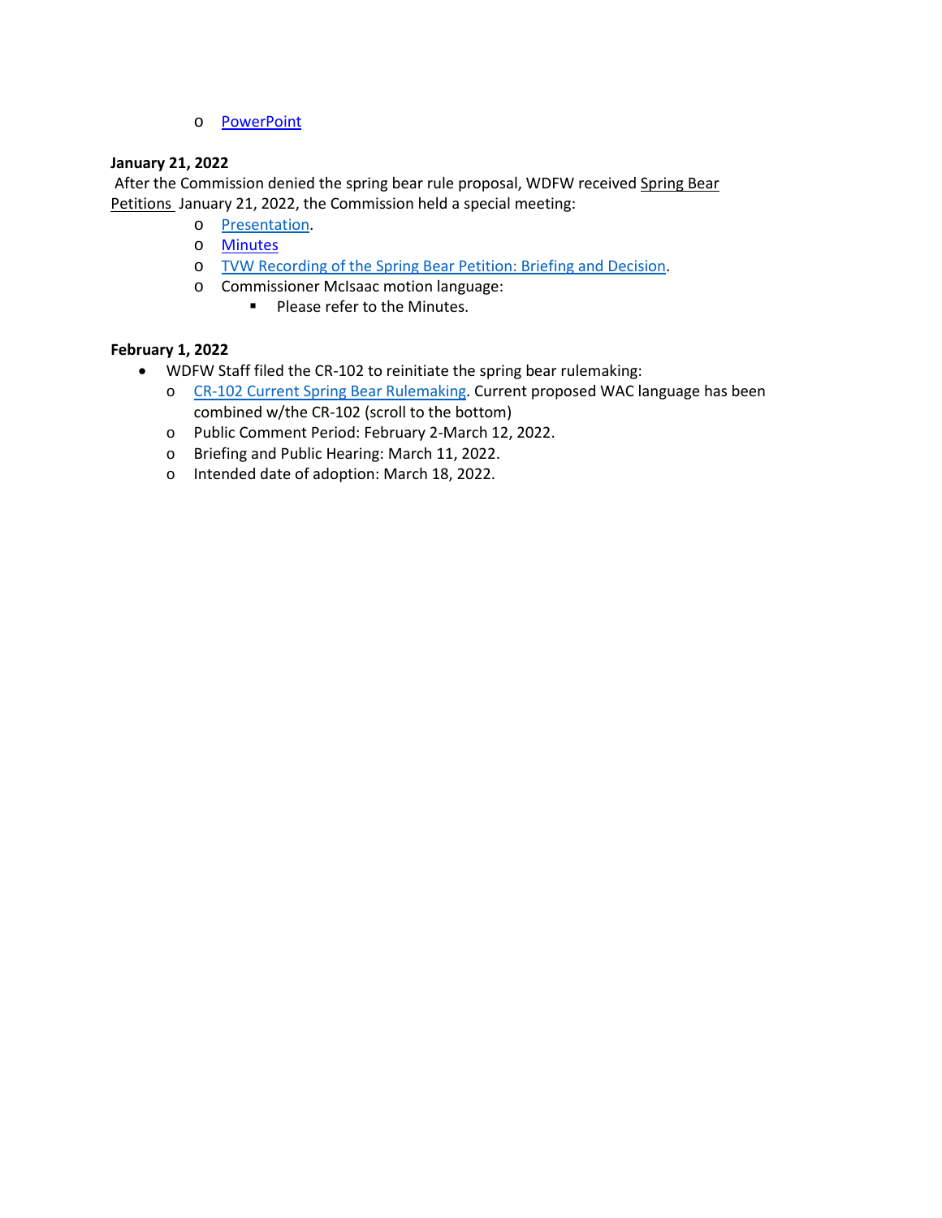- PowerPoint

**January 21, 2022**

After the Commission denied the spring bear rule proposal, WDFW received Spring Bear Petitions January 21, 2022, the Commission held a special meeting:

- Presentation.
- Minutes
- TVW Recording of the Spring Bear Petition: Briefing and Decision.
- Commissioner McIsaac motion language:
  - Please refer to the Minutes.

**February 1, 2022**

- WDFW Staff filed the CR-102 to reinitiate the spring bear rulemaking:
  - CR-102 Current Spring Bear Rulemaking. Current proposed WAC language has been combined w/the CR-102 (scroll to the bottom)
  - Public Comment Period: February 2-March 12, 2022.
  - Briefing and Public Hearing: March 11, 2022.
  - Intended date of adoption: March 18, 2022.